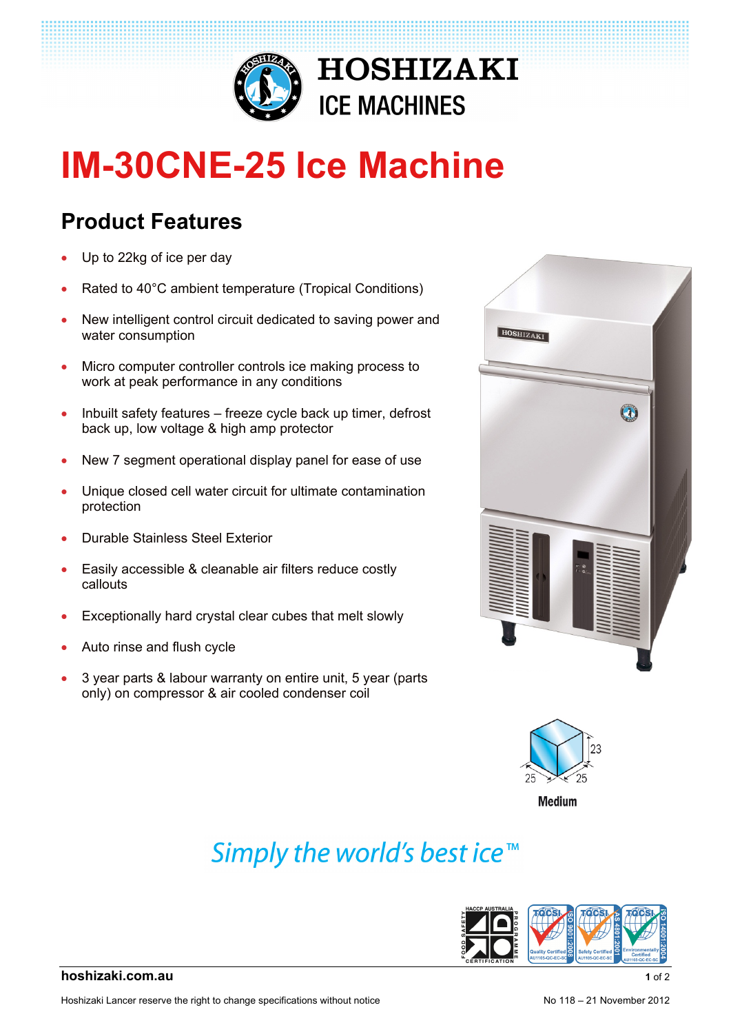HOSHIZAKI
ICE MACHINES

# IM-30CNE-25 Ice Machine

## Product Features

- Up to 22kg of ice per day
- Rated to 40°C ambient temperature (Tropical Conditions)
- New intelligent control circuit dedicated to saving power and water consumption
- Micro computer controller controls ice making process to work at peak performance in any conditions
- Inbuilt safety features – freeze cycle back up timer, defrost back up, low voltage & high amp protector
- New 7 segment operational display panel for ease of use
- Unique closed cell water circuit for ultimate contamination protection
- Durable Stainless Steel Exterior
- Easily accessible & cleanable air filters reduce costly callouts
- Exceptionally hard crystal clear cubes that melt slowly
- Auto rinse and flush cycle
- 3 year parts & labour warranty on entire unit, 5 year (parts only) on compressor & air cooled condenser coil

25 25 23

**Medium**

*Simply the world's best ice™*

**hoshizaki.com.au**

Hoshizaki Lancer reserve the right to change specifications without notice

No 118 – 21 November 2012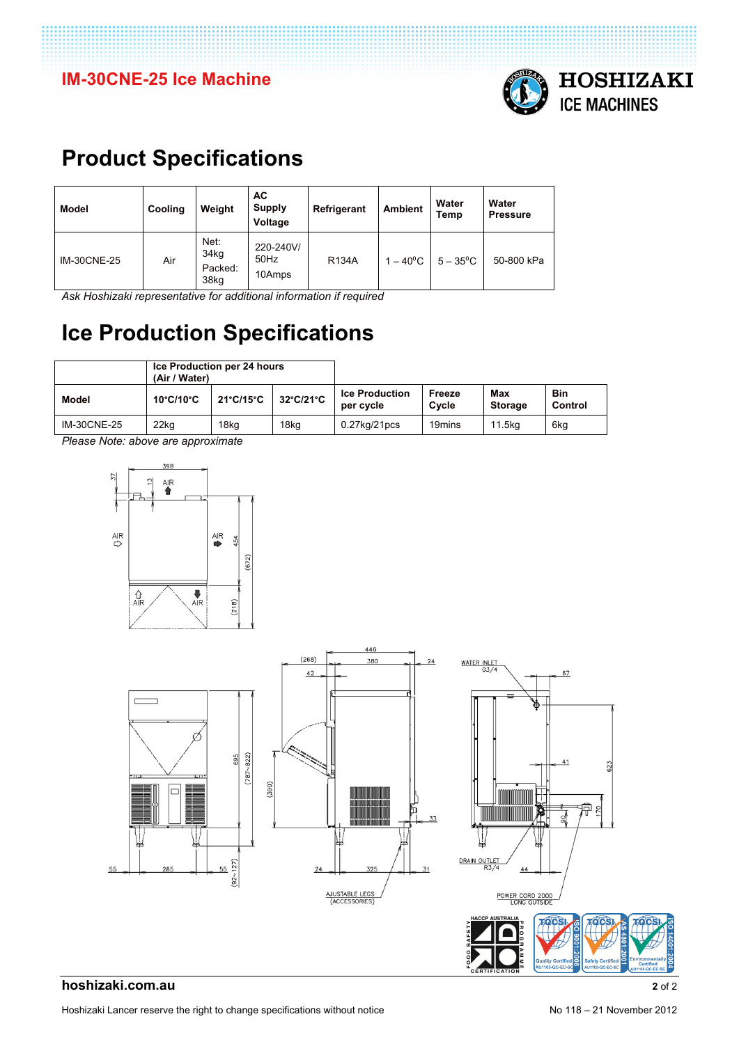# IM-30CNE-25 Ice Machine

## Product Specifications

| Model | Cooling | Weight | AC Supply Voltage | Refrigerant | Ambient | Water Temp | Water Pressure |
|---|---|---|---|---|---|---|---|
| IM-30CNE-25 | Air | Net: 34kg Packed: 38kg | 220-240V/ 50Hz 10Amps | R134A | 1 – 40°C | 5 – 35°C | 50-800 kPa |

*Ask Hoshizaki representative for additional information if required*

## Ice Production Specifications

| | Ice Production per 24 hours (Air / Water) | | | | | | |
|---|---|---|---|---|---|---|---|
| **Model** | **10°C/10°C** | **21°C/15°C** | **32°C/21°C** | **Ice Production per cycle** | **Freeze Cycle** | **Max Storage** | **Bin Control** |
| IM-30CNE-25 | 22kg | 18kg | 18kg | 0.27kg/21pcs | 19mins | 11.5kg | 6kg |

*Please Note: above are approximate*

398
37
13
AIR
AIR
AIR
454
(672)
AIR
AIR
(218)

446
(268)
380
24
42
695
(787~822)
(390)
33
55
285
55
(92~127)
24
325
31
AJUSTABLE LEGS (ACCESSORIES)

WATER INLET G3/4
67
41
623
90
170
DRAIN OUTLET R3/4
44
POWER CORD 2000 LONG OUTSIDE

hoshizaki.com.au

Hoshizaki Lancer reserve the right to change specifications without notice

No 118 – 21 November 2012